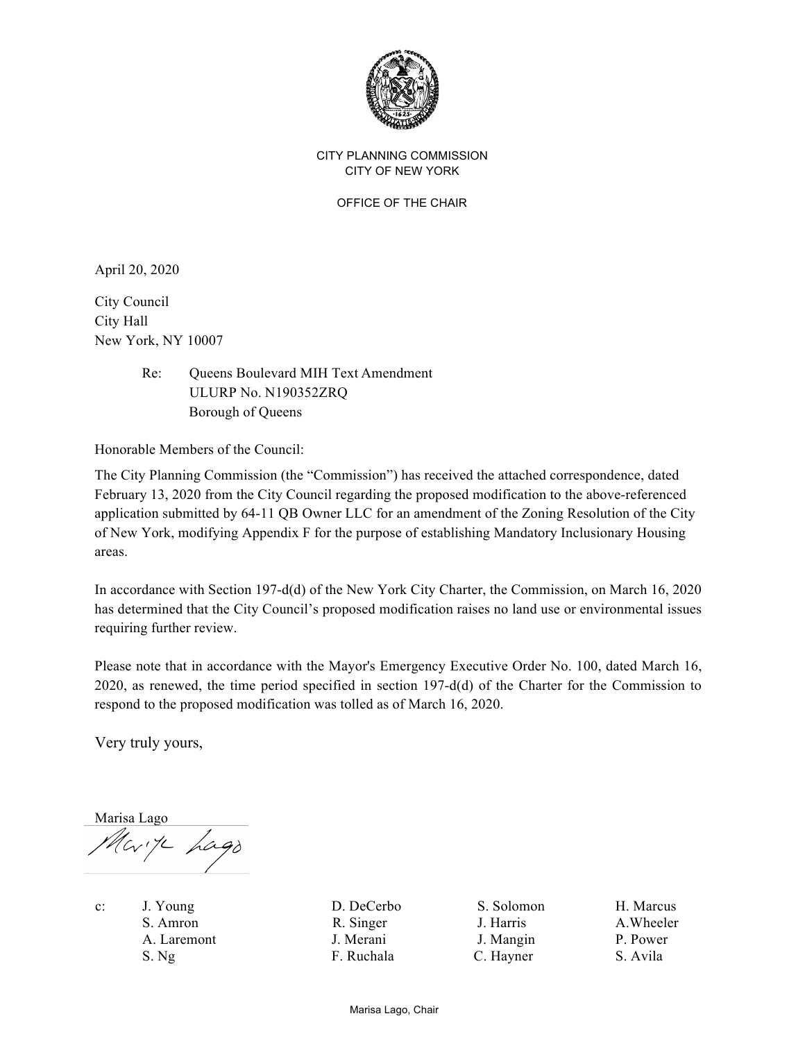CITY PLANNING COMMISSION
CITY OF NEW YORK

OFFICE OF THE CHAIR

April 20, 2020

City Council
City Hall
New York, NY 10007

Re: Queens Boulevard MIH Text Amendment
ULURP No. N190352ZRQ
Borough of Queens

Honorable Members of the Council:

The City Planning Commission (the "Commission") has received the attached correspondence, dated February 13, 2020 from the City Council regarding the proposed modification to the above-referenced application submitted by 64-11 QB Owner LLC for an amendment of the Zoning Resolution of the City of New York, modifying Appendix F for the purpose of establishing Mandatory Inclusionary Housing areas.

In accordance with Section 197-d(d) of the New York City Charter, the Commission, on March 16, 2020 has determined that the City Council's proposed modification raises no land use or environmental issues requiring further review.

Please note that in accordance with the Mayor's Emergency Executive Order No. 100, dated March 16, 2020, as renewed, the time period specified in section 197-d(d) of the Charter for the Commission to respond to the proposed modification was tolled as of March 16, 2020.

Very truly yours,

Marisa Lago

c: J. Young, S. Amron, A. Laremont, S. Ng, D. DeCerbo, R. Singer, J. Merani, F. Ruchala, S. Solomon, J. Harris, J. Mangin, C. Hayner, H. Marcus, A.Wheeler, P. Power, S. Avila

Marisa Lago, Chair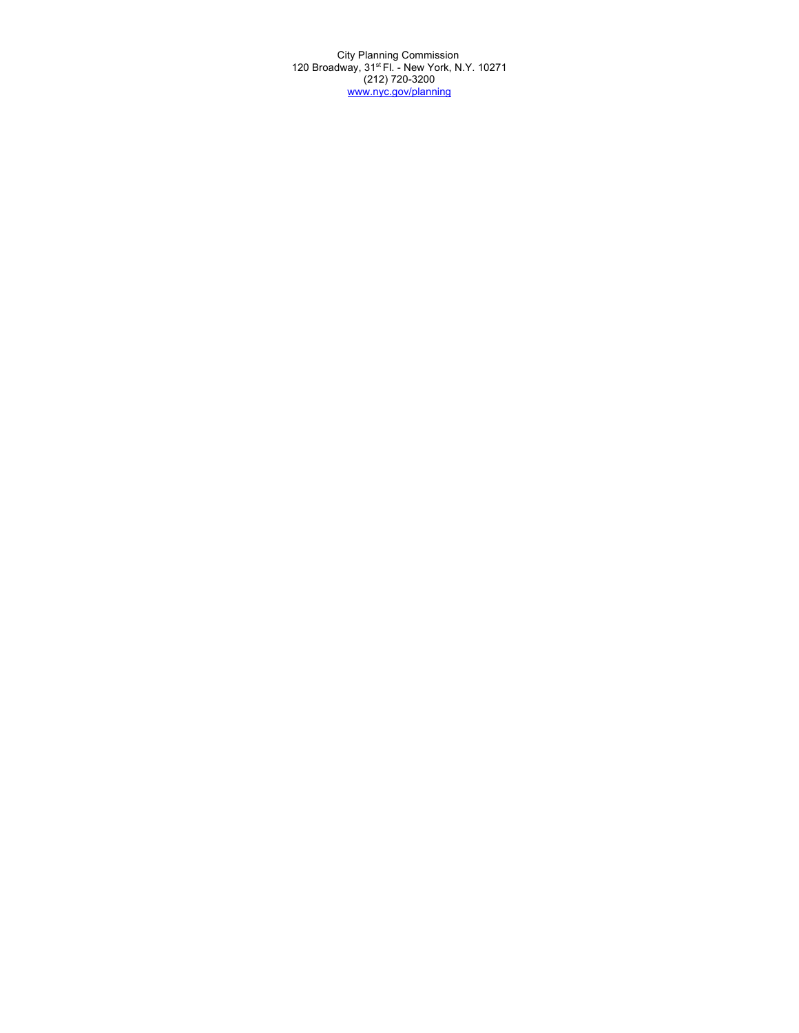City Planning Commission
120 Broadway, 31st Fl. - New York, N.Y. 10271
(212) 720-3200
[www.nyc.gov/planning](http://www.nyc.gov/planning)